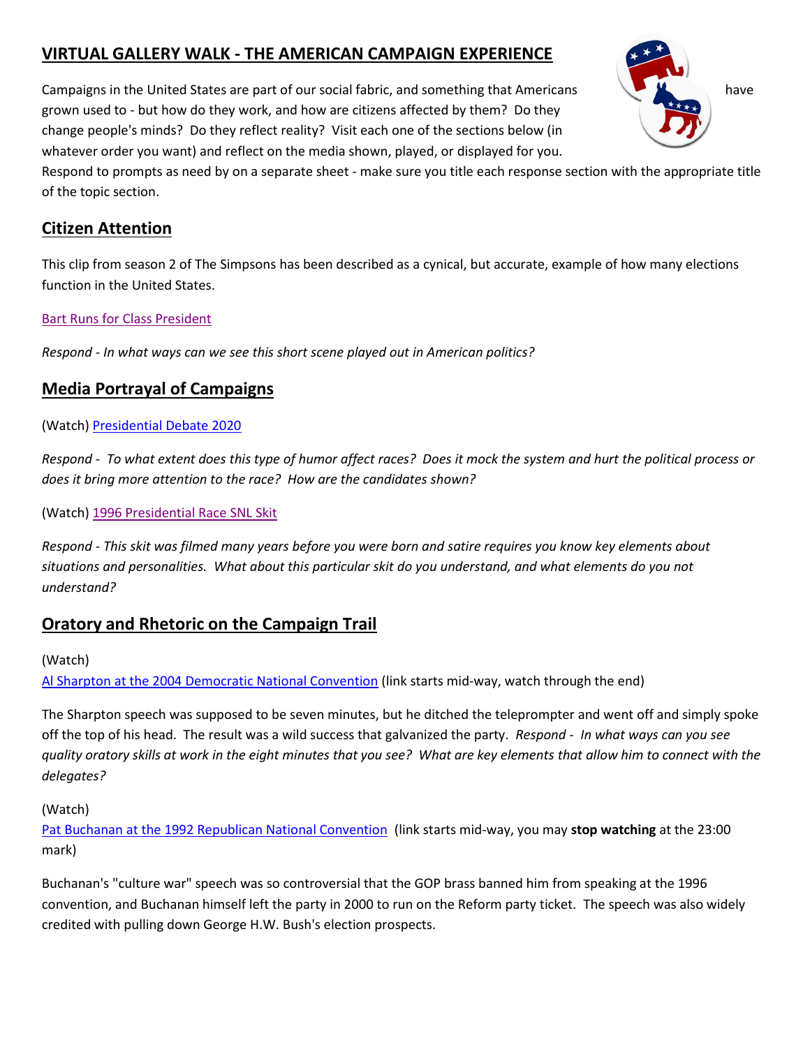# VIRTUAL GALLERY WALK - THE AMERICAN CAMPAIGN EXPERIENCE

Campaigns in the United States are part of our social fabric, and something that Americans have grown used to - but how do they work, and how are citizens affected by them? Do they change people's minds? Do they reflect reality? Visit each one of the sections below (in whatever order you want) and reflect on the media shown, played, or displayed for you. Respond to prompts as need by on a separate sheet - make sure you title each response section with the appropriate title of the topic section.

## Citizen Attention

This clip from season 2 of The Simpsons has been described as a cynical, but accurate, example of how many elections function in the United States.

Bart Runs for Class President

*Respond - In what ways can we see this short scene played out in American politics?*

## Media Portrayal of Campaigns

(Watch) Presidential Debate 2020

*Respond - To what extent does this type of humor affect races? Does it mock the system and hurt the political process or does it bring more attention to the race? How are the candidates shown?*

(Watch) 1996 Presidential Race SNL Skit

*Respond - This skit was filmed many years before you were born and satire requires you know key elements about situations and personalities. What about this particular skit do you understand, and what elements do you not understand?*

## Oratory and Rhetoric on the Campaign Trail

(Watch)
Al Sharpton at the 2004 Democratic National Convention (link starts mid-way, watch through the end)

The Sharpton speech was supposed to be seven minutes, but he ditched the teleprompter and went off and simply spoke off the top of his head. The result was a wild success that galvanized the party. *Respond - In what ways can you see quality oratory skills at work in the eight minutes that you see? What are key elements that allow him to connect with the delegates?*

(Watch)
Pat Buchanan at the 1992 Republican National Convention (link starts mid-way, you may **stop watching** at the 23:00 mark)

Buchanan's "culture war" speech was so controversial that the GOP brass banned him from speaking at the 1996 convention, and Buchanan himself left the party in 2000 to run on the Reform party ticket. The speech was also widely credited with pulling down George H.W. Bush's election prospects.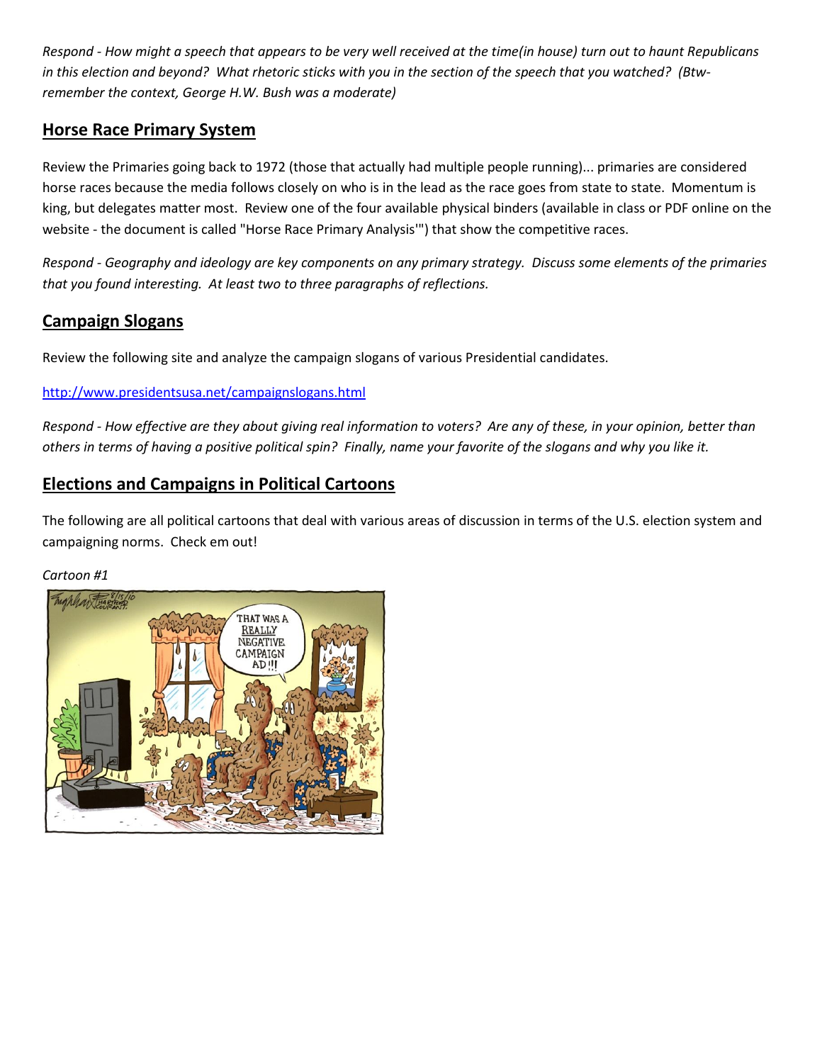*Respond - How might a speech that appears to be very well received at the time(in house) turn out to haunt Republicans in this election and beyond? What rhetoric sticks with you in the section of the speech that you watched? (Btw- remember the context, George H.W. Bush was a moderate)*

## Horse Race Primary System

Review the Primaries going back to 1972 (those that actually had multiple people running)... primaries are considered horse races because the media follows closely on who is in the lead as the race goes from state to state. Momentum is king, but delegates matter most. Review one of the four available physical binders (available in class or PDF online on the website - the document is called "Horse Race Primary Analysis'") that show the competitive races.

*Respond - Geography and ideology are key components on any primary strategy. Discuss some elements of the primaries that you found interesting. At least two to three paragraphs of reflections.*

## Campaign Slogans

Review the following site and analyze the campaign slogans of various Presidential candidates.

http://www.presidentsusa.net/campaignslogans.html

*Respond - How effective are they about giving real information to voters? Are any of these, in your opinion, better than others in terms of having a positive political spin? Finally, name your favorite of the slogans and why you like it.*

## Elections and Campaigns in Political Cartoons

The following are all political cartoons that deal with various areas of discussion in terms of the U.S. election system and campaigning norms. Check em out!

*Cartoon #1*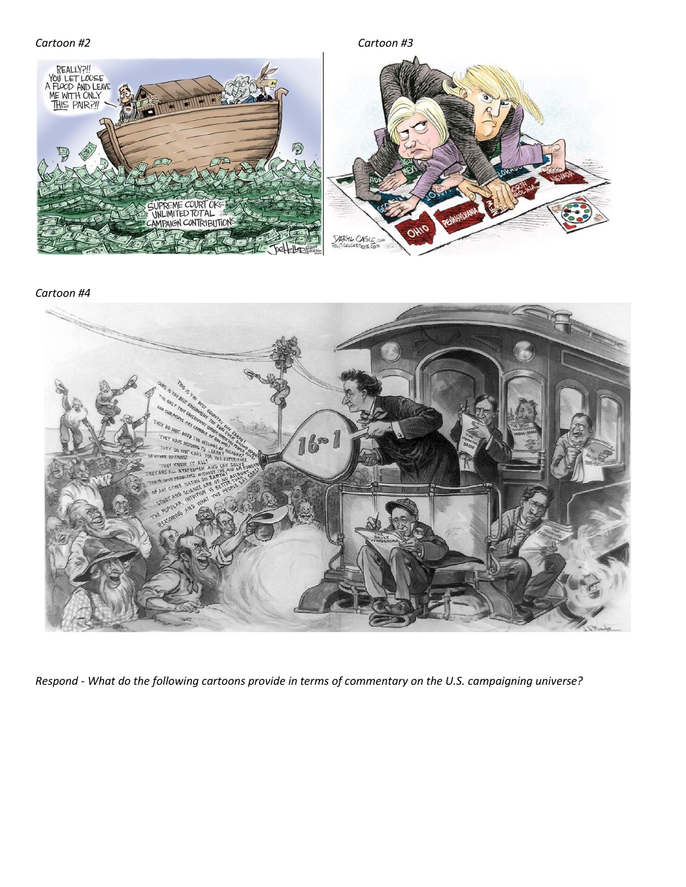*Cartoon #2*

*Cartoon #3*

*Cartoon #4*

*Respond - What do the following cartoons provide in terms of commentary on the U.S. campaigning universe?*